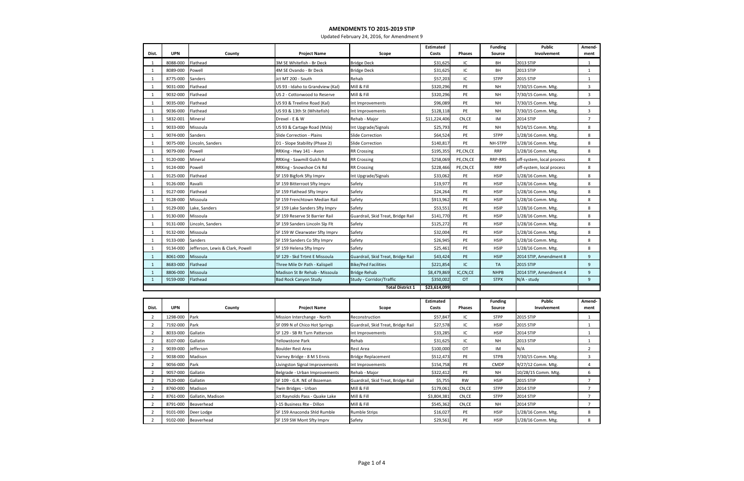# AMENDMENTS TO 2015-2019 STIP

Updated February 24, 2016, for Amendment 9

| Dist. | UPN | County | Project Name | Scope | Estimated Costs | Phases | Funding Source | Public Involvement | Amendment |
|---|---|---|---|---|---|---|---|---|---|
| 1 | 8088-000 | Flathead | 3M SE Whitefish - Br Deck | Bridge Deck | $31,625 | IC | BH | 2013 STIP | 1 |
| 1 | 8089-000 | Powell | 4M SE Ovando - Br Deck | Bridge Deck | $31,625 | IC | BH | 2013 STIP | 1 |
| 1 | 8775-000 | Sanders | Jct MT 200 - South | Rehab | $57,203 | IC | STPP | 2015 STIP | 1 |
| 1 | 9031-000 | Flathead | US 93 - Idaho to Grandview (Kal) | Mill & Fill | $320,296 | PE | NH | 7/30/15 Comm. Mtg. | 3 |
| 1 | 9032-000 | Flathead | US 2 - Cottonwood to Reserve | Mill & Fill | $320,296 | PE | NH | 7/30/15 Comm. Mtg. | 3 |
| 1 | 9035-000 | Flathead | US 93 & Treeline Road (Kal) | Int Improvements | $96,089 | PE | NH | 7/30/15 Comm. Mtg. | 3 |
| 1 | 9036-000 | Flathead | US 93 & 13th St (Whitefish) | Int Improvements | $128,118 | PE | NH | 7/30/15 Comm. Mtg. | 3 |
| 1 | 5832-001 | Mineral | Drexel - E & W | Rehab - Major | $11,224,406 | CN,CE | IM | 2014 STIP | 7 |
| 1 | 9033-000 | Missoula | US 93 & Cartage Road (Msla) | Int Upgrade/Signals | $25,793 | PE | NH | 9/24/15 Comm. Mtg. | 8 |
| 1 | 9074-000 | Sanders | Slide Correction - Plains | Slide Correction | $64,524 | PE | STPP | 1/28/16 Comm. Mtg. | 8 |
| 1 | 9075-000 | Lincoln, Sanders | D1 - Slope Stability (Phase 2) | Slide Correction | $140,817 | PE | NH-STPP | 1/28/16 Comm. Mtg. | 8 |
| 1 | 9079-000 | Powell | RRXing - Hwy 141 - Avon | RR Crossing | $195,355 | PE,CN,CE | RRP | 1/28/16 Comm. Mtg. | 8 |
| 1 | 9120-000 | Mineral | RRXing - Sawmill Gulch Rd | RR Crossing | $258,069 | PE,CN,CE | RRP-RRS | off-system, local process | 8 |
| 1 | 9124-000 | Powell | RRXing - Snowshoe Crk Rd | RR Crossing | $228,466 | PE,CN,CE | RRP | off-system, local process | 8 |
| 1 | 9125-000 | Flathead | SF 159 Bigfork Sfty Imprv | Int Upgrade/Signals | $33,062 | PE | HSIP | 1/28/16 Comm. Mtg. | 8 |
| 1 | 9126-000 | Ravalli | SF 159 Bitterroot Sfty Imprv | Safety | $19,977 | PE | HSIP | 1/28/16 Comm. Mtg. | 8 |
| 1 | 9127-000 | Flathead | SF 159 Flathead Sfty Imprv | Safety | $24,264 | PE | HSIP | 1/28/16 Comm. Mtg. | 8 |
| 1 | 9128-000 | Missoula | SF 159 Frenchtown Median Rail | Safety | $913,962 | PE | HSIP | 1/28/16 Comm. Mtg. | 8 |
| 1 | 9129-000 | Lake, Sanders | SF 159 Lake Sanders Sfty Imprv | Safety | $53,551 | PE | HSIP | 1/28/16 Comm. Mtg. | 8 |
| 1 | 9130-000 | Missoula | SF 159 Reserve St Barrier Rail | Guardrail, Skid Treat, Bridge Rail | $141,770 | PE | HSIP | 1/28/16 Comm. Mtg. | 8 |
| 1 | 9131-000 | Lincoln, Sanders | SF 159 Sanders Lincoln Slp Flt | Safety | $125,272 | PE | HSIP | 1/28/16 Comm. Mtg. | 8 |
| 1 | 9132-000 | Missoula | SF 159 W Clearwater Sfty Imprv | Safety | $32,004 | PE | HSIP | 1/28/16 Comm. Mtg. | 8 |
| 1 | 9133-000 | Sanders | SF 159 Sanders Co Sfty Imprv | Safety | $26,945 | PE | HSIP | 1/28/16 Comm. Mtg. | 8 |
| 1 | 9134-000 | Jefferson, Lewis & Clark, Powell | SF 159 Helena Sfty Imprv | Safety | $25,461 | PE | HSIP | 1/28/16 Comm. Mtg. | 8 |
| 1 | 8061-000 | Missoula | SF 129 - Skd Trtmt E Missoula | Guardrail, Skid Treat, Bridge Rail | $43,424 | PE | HSIP | 2014 STIP, Amendment 8 | 9 |
| 1 | 8683-000 | Flathead | Three Mile Dr Path - Kalispell | Bike/Ped Facilities | $221,854 | IC | TA | 2015 STIP | 9 |
| 1 | 8806-000 | Missoula | Madison St Br Rehab - Missoula | Bridge Rehab | $8,479,869 | IC,CN,CE | NHPB | 2014 STIP, Amendment 4 | 9 |
| 1 | 9159-000 | Flathead | Bad Rock Canyon Study | Study - Corridor/Traffic | $350,002 | OT | STPX | N/A - study | 9 |
| | | | | Total District 1 | $23,614,099 | | | | |

| Dist. | UPN | County | Project Name | Scope | Estimated Costs | Phases | Funding Source | Public Involvement | Amendment |
|---|---|---|---|---|---|---|---|---|---|
| 2 | 1298-000 | Park | Mission Interchange - North | Reconstruction | $57,847 | IC | STPP | 2015 STIP | 1 |
| 2 | 7192-000 | Park | SF 099 N of Chico Hot Springs | Guardrail, Skid Treat, Bridge Rail | $27,578 | IC | HSIP | 2015 STIP | 1 |
| 2 | 8033-000 | Gallatin | SF 129 - SB Rt Turn Patterson | Int Improvements | $33,285 | IC | HSIP | 2014 STIP | 1 |
| 2 | 8107-000 | Gallatin | Yellowstone Park | Rehab | $31,625 | IC | NH | 2013 STIP | 1 |
| 2 | 9039-000 | Jefferson | Boulder Rest Area | Rest Area | $100,000 | OT | IM | N/A | 2 |
| 2 | 9038-000 | Madison | Varney Bridge - 8 M S Ennis | Bridge Replacement | $512,473 | PE | STPB | 7/30/15 Comm. Mtg. | 3 |
| 2 | 9056-000 | Park | Livingston Signal Improvements | Int Improvements | $154,758 | PE | CMDP | 9/27/12 Comm. Mtg. | 4 |
| 2 | 9057-000 | Gallatin | Belgrade - Urban Improvements | Rehab - Major | $322,412 | PE | NH | 10/28/15 Comm. Mtg. | 6 |
| 2 | 7520-000 | Gallatin | SF 109 - G.R. NE of Bozeman | Guardrail, Skid Treat, Bridge Rail | $5,755 | RW | HSIP | 2015 STIP | 7 |
| 2 | 8760-000 | Madison | Twin Bridges - Urban | Mill & Fill | $179,061 | CN,CE | STPP | 2014 STIP | 7 |
| 2 | 8761-000 | Gallatin, Madison | Jct Raynolds Pass - Quake Lake | Mill & Fill | $3,804,381 | CN,CE | STPP | 2014 STIP | 7 |
| 2 | 8791-000 | Beaverhead | I-15 Business Rte - Dillon | Mill & Fill | $545,362 | CN,CE | NH | 2014 STIP | 7 |
| 2 | 9101-000 | Deer Lodge | SF 159 Anaconda Shld Rumble | Rumble Strips | $16,027 | PE | HSIP | 1/28/16 Comm. Mtg. | 8 |
| 2 | 9102-000 | Beaverhead | SF 159 SW Mont Sfty Imprv | Safety | $29,561 | PE | HSIP | 1/28/16 Comm. Mtg. | 8 |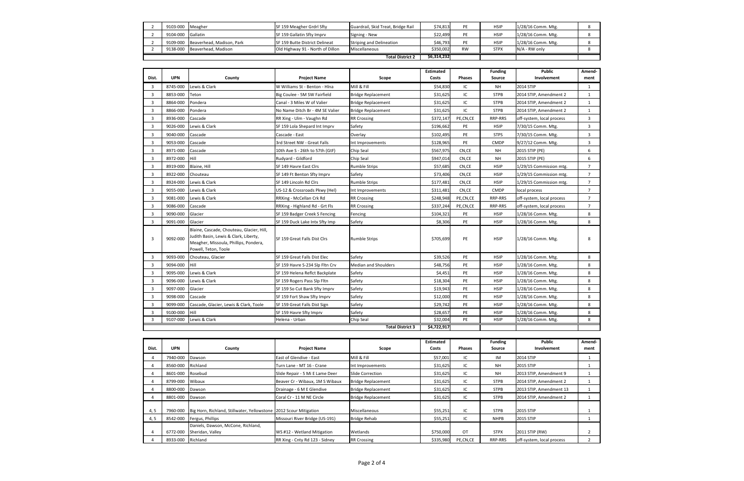| 2 | 9103-000 | Meagher | SF 159 Meagher Grdrl Sfty | Guardrail, Skid Treat, Bridge Rail | $74,813 | PE | HSIP | 1/28/16 Comm. Mtg. | 8 |
|---|---|---|---|---|---|---|---|---|---|
| 2 | 9104-000 | Gallatin | SF 159 Gallatin Sfty Imprv | Signing - New | $22,499 | PE | HSIP | 1/28/16 Comm. Mtg. | 8 |
| 2 | 9109-000 | Beaverhead, Madison, Park | SF 159 Butte District Delineat | Striping and Delineation | $46,793 | PE | HSIP | 1/28/16 Comm. Mtg. | 8 |
| 2 | 9138-000 | Beaverhead, Madison | Old Highway 91 - North of Dillon | Miscellaneous | $350,002 | RW | STPX | N/A - RW only | 8 |
| | | | | Total District 2 | $6,314,232 | | | | |

| Dist. | UPN | County | Project Name | Scope | Estimated Costs | Phases | Funding Source | Public Involvement | Amend-ment |
|---|---|---|---|---|---|---|---|---|---|
| 3 | 8745-000 | Lewis & Clark | W Williams St - Benton - Hlna | Mill & Fill | $54,830 | IC | NH | 2014 STIP | 1 |
| 3 | 8853-000 | Teton | Big Coulee - 5M SW Fairfield | Bridge Replacement | $31,625 | IC | STPB | 2014 STIP, Amendment 2 | 1 |
| 3 | 8864-000 | Pondera | Canal - 3 Miles W of Valier | Bridge Replacement | $31,625 | IC | STPB | 2014 STIP, Amendment 2 | 1 |
| 3 | 8866-000 | Pondera | No Name Ditch Br - 4M SE Valier | Bridge Replacement | $31,625 | IC | STPB | 2014 STIP, Amendment 2 | 1 |
| 3 | 8936-000 | Cascade | RR Xing - Ulm - Vaughn Rd | RR Crossing | $372,147 | PE,CN,CE | RRP-RRS | off-system, local process | 3 |
| 3 | 9026-000 | Lewis & Clark | SF 159 Lola Shepard Int Imprv | Safety | $196,662 | PE | HSIP | 7/30/15 Comm. Mtg. | 3 |
| 3 | 9040-000 | Cascade | Cascade - East | Overlay | $102,495 | PE | STPS | 7/30/15 Comm. Mtg. | 3 |
| 3 | 9053-000 | Cascade | 3rd Street NW - Great Falls | Int Improvements | $128,965 | PE | CMDP | 9/27/12 Comm. Mtg. | 3 |
| 3 | 8971-000 | Cascade | 10th Ave S - 26th to 57th (GtF) | Chip Seal | $567,975 | CN,CE | NH | 2015 STIP (PE) | 6 |
| 3 | 8972-000 | Hill | Rudyard - Gildford | Chip Seal | $947,014 | CN,CE | NH | 2015 STIP (PE) | 6 |
| 3 | 8919-000 | Blaine, Hill | SF 149 Havre East Clrs | Rumble Strips | $57,685 | CN,CE | HSIP | 1/29/15 Commission mtg. | 7 |
| 3 | 8922-000 | Chouteau | SF 149 Ft Benton Sfty Imprv | Safety | $73,406 | CN,CE | HSIP | 1/29/15 Commission mtg. | 7 |
| 3 | 8924-000 | Lewis & Clark | SF 149 Lincoln Rd Clrs | Rumble Strips | $177,481 | CN,CE | HSIP | 1/29/15 Commission mtg. | 7 |
| 3 | 9055-000 | Lewis & Clark | US-12 & Crossroads Pkwy (Hel) | Int Improvements | $311,481 | CN,CE | CMDP | local process | 7 |
| 3 | 9081-000 | Lewis & Clark | RRXing - McCellan Crk Rd | RR Crossing | $248,948 | PE,CN,CE | RRP-RRS | off-system, local process | 7 |
| 3 | 9086-000 | Cascade | RRXing - Highland Rd - Grt Fls | RR Crossing | $337,244 | PE,CN,CE | RRP-RRS | off-system, local process | 7 |
| 3 | 9090-000 | Glacier | SF 159 Badger Creek S Fencing | Fencing | $104,321 | PE | HSIP | 1/28/16 Comm. Mtg. | 8 |
| 3 | 9091-000 | Glacier | SF 159 Duck Lake Intx Sfty Imp | Safety | $8,306 | PE | HSIP | 1/28/16 Comm. Mtg. | 8 |
| 3 | 9092-000 | Blaine, Cascade, Chouteau, Glacier, Hill, Judith Basin, Lewis & Clark, Liberty, Meagher, Missoula, Phillips, Pondera, Powell, Teton, Toole | SF 159 Great Falls Dist Clrs | Rumble Strips | $705,699 | PE | HSIP | 1/28/16 Comm. Mtg. | 8 |
| 3 | 9093-000 | Chouteau, Glacier | SF 159 Great Falls Dist Elec | Safety | $39,526 | PE | HSIP | 1/28/16 Comm. Mtg. | 8 |
| 3 | 9094-000 | Hill | SF 159 Havre S-234 Slp Fltn Crv | Median and Shoulders | $48,756 | PE | HSIP | 1/28/16 Comm. Mtg. | 8 |
| 3 | 9095-000 | Lewis & Clark | SF 159 Helena Reflct Backplate | Safety | $4,451 | PE | HSIP | 1/28/16 Comm. Mtg. | 8 |
| 3 | 9096-000 | Lewis & Clark | SF 159 Rogers Pass Slp Fltn | Safety | $18,304 | PE | HSIP | 1/28/16 Comm. Mtg. | 8 |
| 3 | 9097-000 | Glacier | SF 159 So Cut Bank Sfty Imprv | Safety | $19,943 | PE | HSIP | 1/28/16 Comm. Mtg. | 8 |
| 3 | 9098-000 | Cascade | SF 159 Fort Shaw Sfty Imprv | Safety | $12,000 | PE | HSIP | 1/28/16 Comm. Mtg. | 8 |
| 3 | 9099-000 | Cascade, Glacier, Lewis & Clark, Toole | SF 159 Great Falls Dist Sign | Safety | $29,742 | PE | HSIP | 1/28/16 Comm. Mtg. | 8 |
| 3 | 9100-000 | Hill | SF 159 Havre Sfty Imprv | Safety | $28,657 | PE | HSIP | 1/28/16 Comm. Mtg. | 8 |
| 3 | 9107-000 | Lewis & Clark | Helena - Urban | Chip Seal | $32,004 | PE | HSIP | 1/28/16 Comm. Mtg. | 8 |
| | | | | Total District 3 | $4,722,917 | | | | |

| Dist. | UPN | County | Project Name | Scope | Estimated Costs | Phases | Funding Source | Public Involvement | Amend-ment |
|---|---|---|---|---|---|---|---|---|---|
| 4 | 7940-000 | Dawson | East of Glendive - East | Mill & Fill | $57,001 | IC | IM | 2014 STIP | 1 |
| 4 | 8560-000 | Richland | Turn Lane - MT 16 - Crane | Int Improvements | $31,625 | IC | NH | 2015 STIP | 1 |
| 4 | 8601-000 | Rosebud | Slide Repair - 5 Mi E Lame Deer | Slide Correction | $31,625 | IC | NH | 2013 STIP, Amendment 9 | 1 |
| 4 | 8799-000 | Wibaux | Beaver Cr - Wibaux, 1M S Wibaux | Bridge Replacement | $31,625 | IC | STPB | 2014 STIP, Amendment 2 | 1 |
| 4 | 8800-000 | Dawson | Drainage - 6 M E Glendive | Bridge Replacement | $31,625 | IC | STPB | 2013 STIP, Amendment 13 | 1 |
| 4 | 8801-000 | Dawson | Coral Cr - 11 M NE Circle | Bridge Replacement | $31,625 | IC | STPB | 2014 STIP, Amendment 2 | 1 |
| 4, 5 | 7960-000 | Big Horn, Richland, Stillwater, Yellowstone | 2012 Scour Mitigation | Miscellaneous | $55,251 | IC | STPB | 2015 STIP | 1 |
| 4, 5 | 8542-000 | Fergus, Phillips | Missouri River Bridge (US-191) | Bridge Rehab | $55,251 | IC | NHPB | 2015 STIP | 1 |
| 4 | 6772-000 | Daniels, Dawson, McCone, Richland, Sheridan, Valley | WS #12 - Wetland Mitigation | Wetlands | $750,000 | OT | STPX | 2011 STIP (RW) | 2 |
| 4 | 8933-000 | Richland | RR Xing - Cnty Rd 123 - Sidney | RR Crossing | $335,980 | PE,CN,CE | RRP-RRS | off-system, local process | 2 |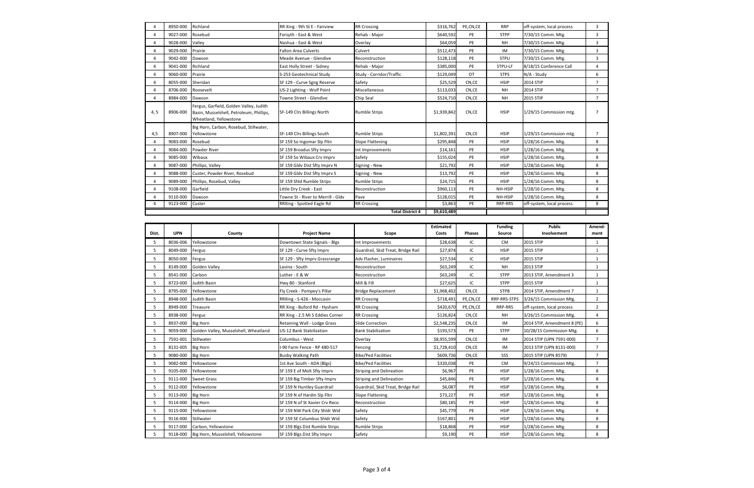| 4 | 8950-000 | Richland | RR Xing - 9th St E - Fairview | RR Crossing | $316,762 | PE,CN,CE | RRP | off-system, local process | 3 |
|---|---|---|---|---|---|---|---|---|---|
| 4 | 9027-000 | Rosebud | Forsyth - East & West | Rehab - Major | $640,592 | PE | STPP | 7/30/15 Comm. Mtg. | 3 |
| 4 | 9028-000 | Valley | Nashua - East & West | Overlay | $64,059 | PE | NH | 7/30/15 Comm. Mtg. | 3 |
| 4 | 9029-000 | Prairie | Fallon Area Culverts | Culvert | $512,473 | PE | IM | 7/30/15 Comm. Mtg. | 3 |
| 4 | 9042-000 | Dawson | Meade Avenue - Glendive | Reconstruction | $128,118 | PE | STPU | 7/30/15 Comm. Mtg. | 3 |
| 4 | 9041-000 | Richland | East Holly Street - Sidney | Rehab - Major | $385,000 | PE | STPU-LF | 8/18/15 Conference Call | 4 |
| 4 | 9060-000 | Prairie | S-253 Geotechnical Study | Study - Corridor/Traffic | $129,049 | OT | STPS | N/A - Study | 6 |
| 4 | 8055-000 | Sheridan | SF 129 - Curve Sgng Reserve | Safety | $25,529 | CN,CE | HSIP | 2014 STIP | 7 |
| 4 | 8706-000 | Roosevelt | US-2 Lighting - Wolf Point | Miscellaneous | $113,033 | CN,CE | NH | 2014 STIP | 7 |
| 4 | 8984-000 | Dawson | Towne Street - Glendive | Chip Seal | $524,710 | CN,CE | NH | 2015 STIP | 7 |
| 4, 5 | 8906-000 | Fergus, Garfield, Golden Valley, Judith Basin, Musselshell, Petroleum, Phillips, Wheatland, Yellowstone | SF-149 Clrs Billings North | Rumble Strips | $1,939,842 | CN,CE | HSIP | 1/29/15 Commission mtg. | 7 |
| 4,5 | 8907-000 | Big Horn, Carbon, Rosebud, Stillwater, Yellowstone | SF-149 Clrs Billings South | Rumble Strips | $1,802,391 | CN,CE | HSIP | 1/29/15 Commission mtg. | 7 |
| 4 | 9083-000 | Rosebud | SF 159 So Ingomar Slp Fltn | Slope Flattening | $295,848 | PE | HSIP | 1/28/16 Comm. Mtg. | 8 |
| 4 | 9084-000 | Powder River | SF 159 Broadus Sfty Imprv | Int Improvements | $14,161 | PE | HSIP | 1/28/16 Comm. Mtg. | 8 |
| 4 | 9085-000 | Wibaux | SF 159 So Wibaux Crv Imprv | Safety | $155,024 | PE | HSIP | 1/28/16 Comm. Mtg. | 8 |
| 4 | 9087-000 | Phillips, Valley | SF 159 Gldv Dist Sfty Imprv N | Signing - New | $21,792 | PE | HSIP | 1/28/16 Comm. Mtg. | 8 |
| 4 | 9088-000 | Custer, Powder River, Rosebud | SF 159 Gldv Dist Sfty Imprv S | Signing - New | $13,792 | PE | HSIP | 1/28/16 Comm. Mtg. | 8 |
| 4 | 9089-000 | Phillips, Rosebud, Valley | SF 159 Shld Rumble Strips | Rumble Strips | $24,715 | PE | HSIP | 1/28/16 Comm. Mtg. | 8 |
| 4 | 9108-000 | Garfield | Little Dry Creek - East | Reconstruction | $960,113 | PE | NH-HSIP | 1/28/16 Comm. Mtg. | 8 |
| 4 | 9110-000 | Dawson | Towne St - River to Merrill - Gldv | Pave | $128,015 | PE | NH-HSIP | 1/28/16 Comm. Mtg. | 8 |
| 4 | 9123-000 | Custer | RRXing - Spotted Eagle Rd | RR Crossing | $3,863 | PE | RRP-RRS | off-system, local process | 8 |
| | | | | Total District 4 | $9,610,489 | | | | |

| Dist. | UPN | County | Project Name | Scope | Estimated Costs | Phases | Funding Source | Public Involvement | Amend-ment |
|---|---|---|---|---|---|---|---|---|---|
| 5 | 8036-006 | Yellowstone | Downtown State Signals - Blgs | Int Improvements | $28,638 | IC | CM | 2015 STIP | 1 |
| 5 | 8049-000 | Fergus | SF 129 - Curve Sfty Imprv | Guardrail, Skid Treat, Bridge Rail | $27,874 | IC | HSIP | 2015 STIP | 1 |
| 5 | 8050-000 | Fergus | SF 129 - Sfty Imprv Grassrange | Adv Flasher, Luminaires | $27,534 | IC | HSIP | 2015 STIP | 1 |
| 5 | 8149-000 | Golden Valley | Lavina - South | Reconstruction | $63,249 | IC | NH | 2013 STIP | 1 |
| 5 | 8541-000 | Carbon | Luther - E & W | Reconstruction | $63,249 | IC | STPP | 2013 STIP, Amendment 3 | 1 |
| 5 | 8723-000 | Judith Basin | Hwy 80 - Stanford | Mill & Fill | $27,625 | IC | STPP | 2015 STIP | 1 |
| 5 | 8795-000 | Yellowstone | Fly Creek - Pompey's Pillar | Bridge Replacement | $1,968,402 | CN,CE | STPB | 2014 STIP, Amendment 7 | 1 |
| 5 | 8948-000 | Judith Basin | RRXing - S-426 - Moccasin | RR Crossing | $718,491 | PE,CN,CE | RRP-RRS-STPS | 3/26/15 Commission Mtg. | 2 |
| 5 | 8949-000 | Treasure | RR Xing - Buford Rd - Hysham | RR Crossing | $420,670 | PE,CN,CE | RRP-RRS | off-system, local process | 2 |
| 5 | 8938-000 | Fergus | RR Xing - 2.5 Mi S Eddies Corner | RR Crossing | $126,824 | CN,CE | NH | 3/26/15 Commission Mtg. | 4 |
| 5 | 8937-000 | Big Horn | Retaining Wall - Lodge Grass | Slide Correction | $2,548,235 | CN,CE | IM | 2014 STIP, Amendment 8 (PE) | 6 |
| 5 | 9059-000 | Golden Valley, Musselshell, Wheatland | US-12 Bank Stabilization | Bank Stabilization | $193,573 | PE | STPP | 10/28/15 Commission Mtg. | 6 |
| 5 | 7591-001 | Stillwater | Columbus - West | Overlay | $8,955,599 | CN,CE | IM | 2014 STIP (UPN 7591-000) | 7 |
| 5 | 8131-005 | Big Horn | I-90 Farm Fence - RP 480-517 | Fencing | $1,728,410 | CN,CE | IM | 2013 STIP (UPN 8131-000) | 7 |
| 5 | 9080-000 | Big Horn | Busby Walking Path | Bike/Ped Facilities | $609,736 | CN,CE | SSS | 2015 STIP (UPN 8579) | 7 |
| 5 | 9082-000 | Yellowstone | 1st Ave South - ADA (Blgs) | Bike/Ped Facilities | $320,038 | PE | CM | 9/24/15 Commission Mtg. | 7 |
| 5 | 9105-000 | Yellowstone | SF 159 E of Molt Sfty Imprv | Striping and Delineation | $6,967 | PE | HSIP | 1/28/16 Comm. Mtg. | 8 |
| 5 | 9111-000 | Sweet Grass | SF 159 Big Timber Sfty Imprv | Striping and Delineation | $45,846 | PE | HSIP | 1/28/16 Comm. Mtg. | 8 |
| 5 | 9112-000 | Yellowstone | SF 159 N Huntley Guardrail | Guardrail, Skid Treat, Bridge Rail | $6,087 | PE | HSIP | 1/28/16 Comm. Mtg. | 8 |
| 5 | 9113-000 | Big Horn | SF 159 N of Hardin Slp Fltn | Slope Flattening | $73,227 | PE | HSIP | 1/28/16 Comm. Mtg. | 8 |
| 5 | 9114-000 | Big Horn | SF 159 N of St Xavier Crv Reco | Reconstruction | $80,185 | PE | HSIP | 1/28/16 Comm. Mtg. | 8 |
| 5 | 9115-000 | Yellowstone | SF 159 NW Park City Shldr Wid | Safety | $45,779 | PE | HSIP | 1/28/16 Comm. Mtg. | 8 |
| 5 | 9116-000 | Stillwater | SF 159 SE Columbus Shldr Wid | Safety | $167,801 | PE | HSIP | 1/28/16 Comm. Mtg. | 8 |
| 5 | 9117-000 | Carbon, Yellowstone | SF 159 Blgs Dist Rumble Strips | Rumble Strips | $18,868 | PE | HSIP | 1/28/16 Comm. Mtg. | 8 |
| 5 | 9118-000 | Big Horn, Musselshell, Yellowstone | SF 159 Blgs Dist Sfty Imprv | Safety | $9,190 | PE | HSIP | 1/28/16 Comm. Mtg. | 8 |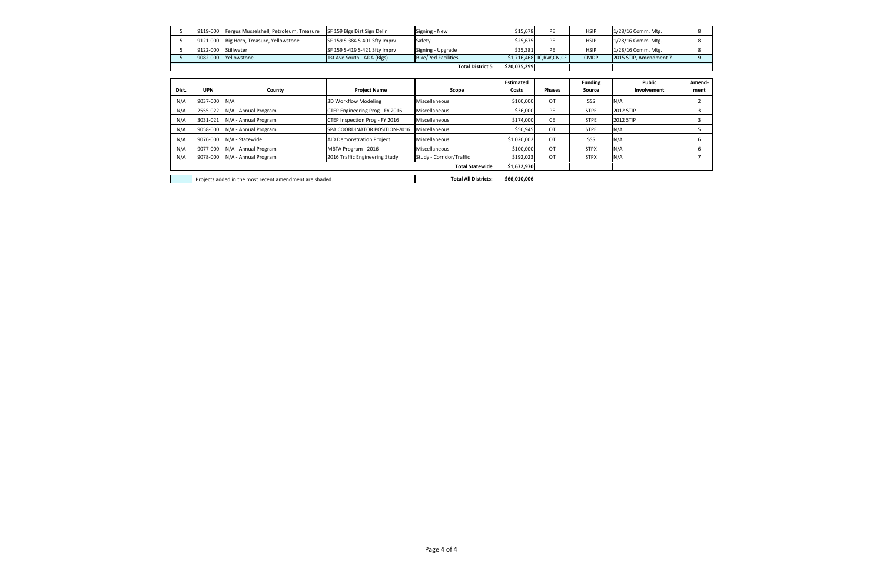| | | | | | | | | | |
|---|---|---|---|---|---|---|---|---|---|
| 5 | 9119-000 | Fergus Musselshell, Petroleum, Treasure | SF 159 Blgs Dist Sign Delin | Signing - New | $15,678 | PE | HSIP | 1/28/16 Comm. Mtg. | 8 |
| 5 | 9121-000 | Big Horn, Treasure, Yellowstone | SF 159 S-384 S-401 Sfty Imprv | Safety | $25,675 | PE | HSIP | 1/28/16 Comm. Mtg. | 8 |
| 5 | 9122-000 | Stillwater | SF 159 S-419 S-421 Sfty Imprv | Signing - Upgrade | $35,381 | PE | HSIP | 1/28/16 Comm. Mtg. | 8 |
| 5 | 9082-000 | Yellowstone | 1st Ave South - ADA (Blgs) | Bike/Ped Facilities | $1,716,468 | IC,RW,CN,CE | CMDP | 2015 STIP, Amendment 7 | 9 |
| | | | | **Total District 5** | **$20,075,299** | | | | |

| Dist. | UPN | County | Project Name | Scope | Estimated Costs | Phases | Funding Source | Public Involvement | Amend-ment |
|---|---|---|---|---|---|---|---|---|---|
| N/A | 9037-000 | N/A | 3D Workflow Modeling | Miscellaneous | $100,000 | OT | SSS | N/A | 2 |
| N/A | 2555-022 | N/A - Annual Program | CTEP Engineering Prog - FY 2016 | Miscellaneous | $36,000 | PE | STPE | 2012 STIP | 3 |
| N/A | 3031-021 | N/A - Annual Program | CTEP Inspection Prog - FY 2016 | Miscellaneous | $174,000 | CE | STPE | 2012 STIP | 3 |
| N/A | 9058-000 | N/A - Annual Program | SPA COORDINATOR POSITION-2016 | Miscellaneous | $50,945 | OT | STPE | N/A | 5 |
| N/A | 9076-000 | N/A - Statewide | AID Demonstration Project | Miscellaneous | $1,020,002 | OT | SSS | N/A | 6 |
| N/A | 9077-000 | N/A - Annual Program | MBTA Program - 2016 | Miscellaneous | $100,000 | OT | STPX | N/A | 6 |
| N/A | 9078-000 | N/A - Annual Program | 2016 Traffic Engineering Study | Study - Corridor/Traffic | $192,023 | OT | STPX | N/A | 7 |
| | | | | **Total Statewide** | **$1,672,970** | | | | |

Projects added in the most recent amendment are shaded.

**Total All Districts:** **$66,010,006**